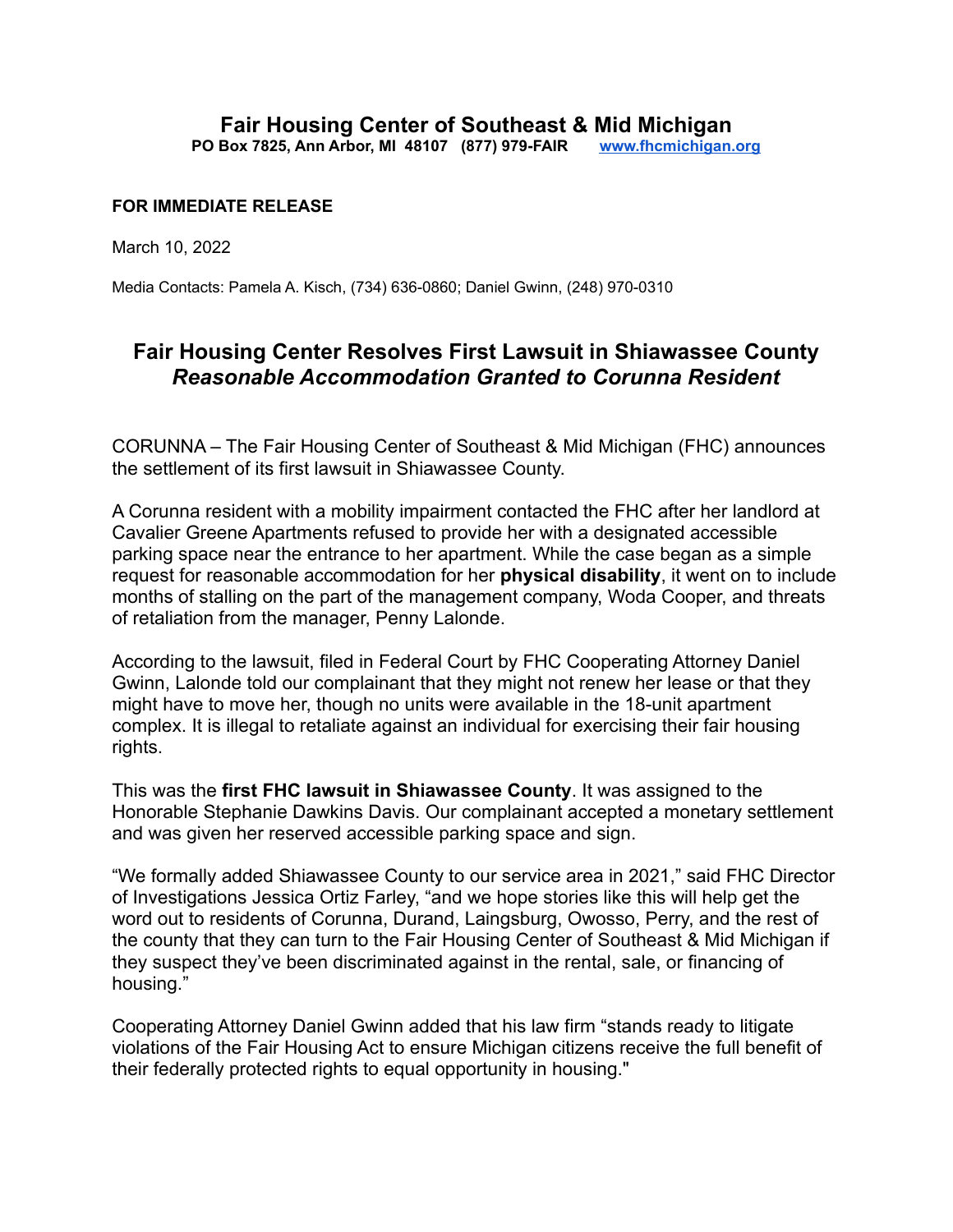# Fair Housing Center of Southeast & Mid Michigan

**PO Box 7825, Ann Arbor, MI 48107 (877) 979-FAIR [www.fhcmichigan.org](http://www.fhcmichigan.org)**

**FOR IMMEDIATE RELEASE**

March 10, 2022

Media Contacts: Pamela A. Kisch, (734) 636-0860; Daniel Gwinn, (248) 970-0310

## Fair Housing Center Resolves First Lawsuit in Shiawassee County
### *Reasonable Accommodation Granted to Corunna Resident*

CORUNNA – The Fair Housing Center of Southeast & Mid Michigan (FHC) announces the settlement of its first lawsuit in Shiawassee County.

A Corunna resident with a mobility impairment contacted the FHC after her landlord at Cavalier Greene Apartments refused to provide her with a designated accessible parking space near the entrance to her apartment. While the case began as a simple request for reasonable accommodation for her **physical disability**, it went on to include months of stalling on the part of the management company, Woda Cooper, and threats of retaliation from the manager, Penny Lalonde.

According to the lawsuit, filed in Federal Court by FHC Cooperating Attorney Daniel Gwinn, Lalonde told our complainant that they might not renew her lease or that they might have to move her, though no units were available in the 18-unit apartment complex. It is illegal to retaliate against an individual for exercising their fair housing rights.

This was the **first FHC lawsuit in Shiawassee County**. It was assigned to the Honorable Stephanie Dawkins Davis. Our complainant accepted a monetary settlement and was given her reserved accessible parking space and sign.

"We formally added Shiawassee County to our service area in 2021," said FHC Director of Investigations Jessica Ortiz Farley, "and we hope stories like this will help get the word out to residents of Corunna, Durand, Laingsburg, Owosso, Perry, and the rest of the county that they can turn to the Fair Housing Center of Southeast & Mid Michigan if they suspect they've been discriminated against in the rental, sale, or financing of housing."

Cooperating Attorney Daniel Gwinn added that his law firm "stands ready to litigate violations of the Fair Housing Act to ensure Michigan citizens receive the full benefit of their federally protected rights to equal opportunity in housing."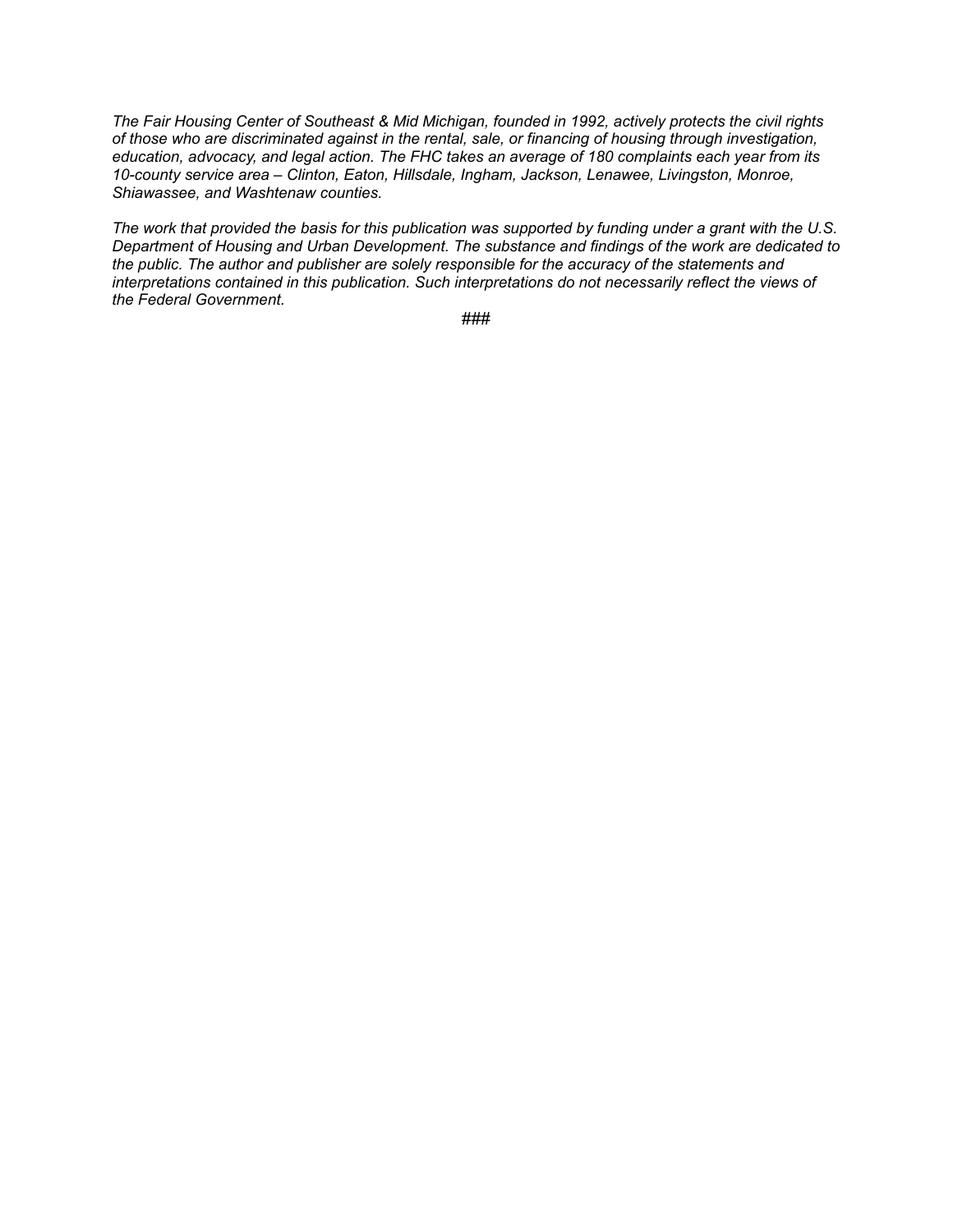*The Fair Housing Center of Southeast & Mid Michigan, founded in 1992, actively protects the civil rights of those who are discriminated against in the rental, sale, or financing of housing through investigation, education, advocacy, and legal action. The FHC takes an average of 180 complaints each year from its 10-county service area – Clinton, Eaton, Hillsdale, Ingham, Jackson, Lenawee, Livingston, Monroe, Shiawassee, and Washtenaw counties.*

*The work that provided the basis for this publication was supported by funding under a grant with the U.S. Department of Housing and Urban Development. The substance and findings of the work are dedicated to the public. The author and publisher are solely responsible for the accuracy of the statements and interpretations contained in this publication. Such interpretations do not necessarily reflect the views of the Federal Government.*

###